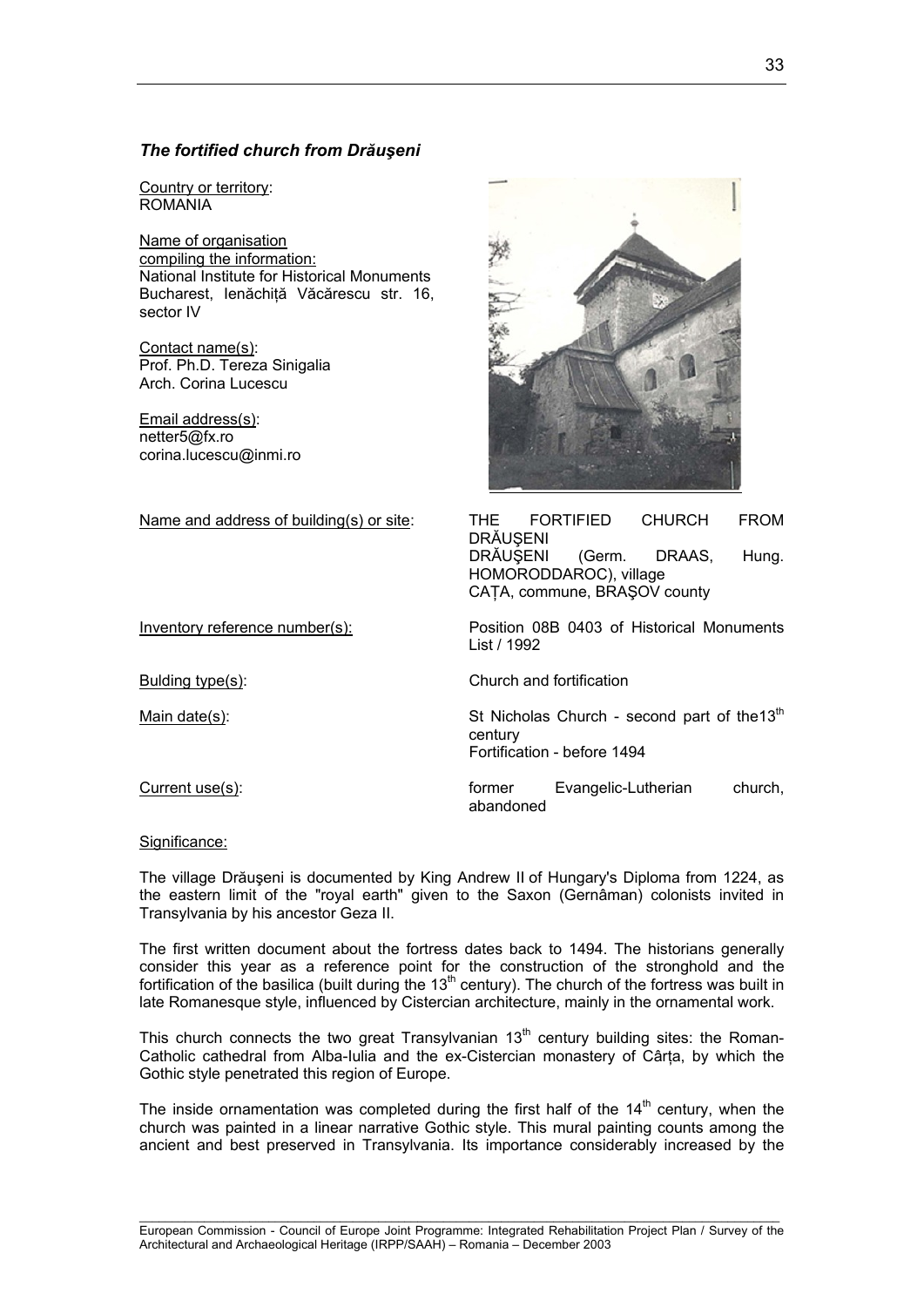### *The fortified church from Drăuşeni*

Country or territory:
ROMANIA

Name of organisation compiling the information:
National Institute for Historical Monuments Bucharest, Ienăchiță Văcărescu str. 16, sector IV

Contact name(s):
Prof. Ph.D. Tereza Sinigalia
Arch. Corina Lucescu

Email address(s):
netter5@fx.ro
corina.lucescu@inmi.ro

| | |
|---|---|
| Name and address of building(s) or site: | THE FORTIFIED CHURCH FROM DRĂUŞENI<br>DRĂUŞENI (Germ. DRAAS, Hung. HOMORODDAROC), village<br>CAȚA, commune, BRAŞOV county |
| Inventory reference number(s): | Position 08B 0403 of Historical Monuments List / 1992 |
| Bulding type(s): | Church and fortification |
| Main date(s): | St Nicholas Church - second part of the13th century<br>Fortification - before 1494 |
| Current use(s): | former Evangelic-Lutheran church, abandoned |

Significance:

The village Drăuşeni is documented by King Andrew II of Hungary's Diploma from 1224, as the eastern limit of the "royal earth" given to the Saxon (Gernâman) colonists invited in Transylvania by his ancestor Geza II.

The first written document about the fortress dates back to 1494. The historians generally consider this year as a reference point for the construction of the stronghold and the fortification of the basilica (built during the 13th century). The church of the fortress was built in late Romanesque style, influenced by Cistercian architecture, mainly in the ornamental work.

This church connects the two great Transylvanian 13th century building sites: the Roman-Catholic cathedral from Alba-Iulia and the ex-Cistercian monastery of Cârța, by which the Gothic style penetrated this region of Europe.

The inside ornamentation was completed during the first half of the 14th century, when the church was painted in a linear narrative Gothic style. This mural painting counts among the ancient and best preserved in Transylvania. Its importance considerably increased by the

European Commission - Council of Europe Joint Programme: Integrated Rehabilitation Project Plan / Survey of the Architectural and Archaeological Heritage (IRPP/SAAH) – Romania – December 2003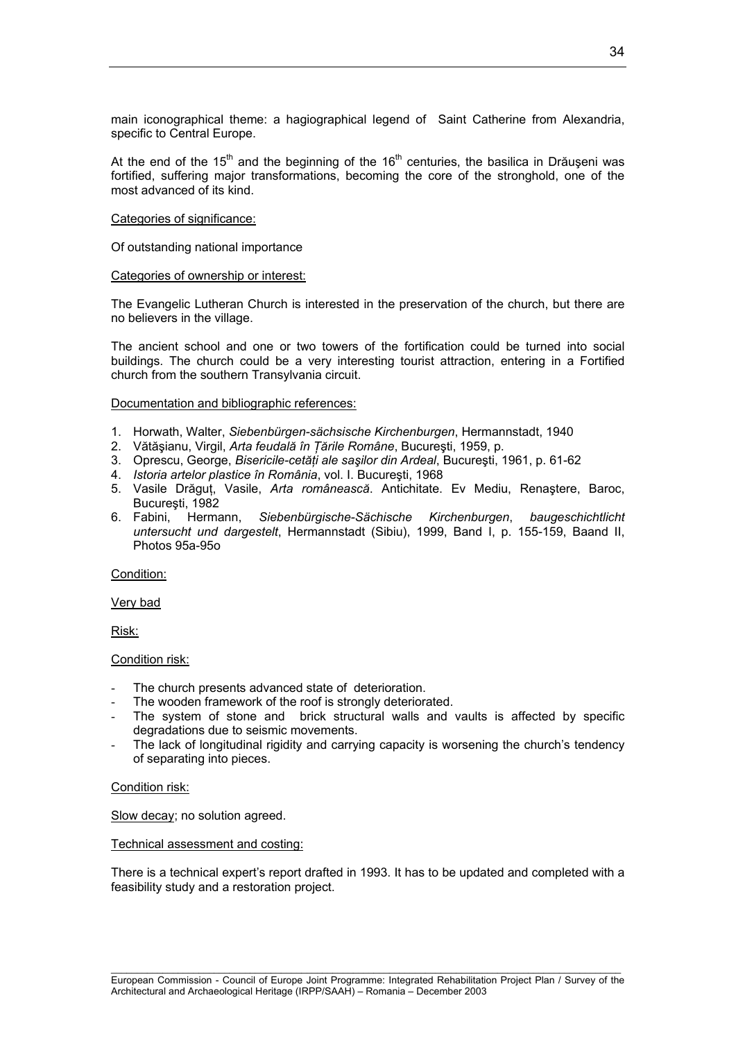main iconographical theme: a hagiographical legend of Saint Catherine from Alexandria, specific to Central Europe.

At the end of the 15th and the beginning of the 16th centuries, the basilica in Drăuşeni was fortified, suffering major transformations, becoming the core of the stronghold, one of the most advanced of its kind.

<u>Categories of significance:</u>

Of outstanding national importance

<u>Categories of ownership or interest:</u>

The Evangelic Lutheran Church is interested in the preservation of the church, but there are no believers in the village.

The ancient school and one or two towers of the fortification could be turned into social buildings. The church could be a very interesting tourist attraction, entering in a Fortified church from the southern Transylvania circuit.

<u>Documentation and bibliographic references:</u>

1. Horwath, Walter, *Siebenbürgen-sächsische Kirchenburgen*, Hermannstadt, 1940
2. Vătăşianu, Virgil, *Arta feudală în Ţările Române*, Bucureşti, 1959, p.
3. Oprescu, George, *Bisericile-cetăţi ale saşilor din Ardeal*, Bucureşti, 1961, p. 61-62
4. *Istoria artelor plastice în România*, vol. I. Bucureşti, 1968
5. Vasile Drăguţ, Vasile, *Arta românească*. Antichitate. Ev Mediu, Renaştere, Baroc, Bucureşti, 1982
6. Fabini, Hermann, *Siebenbürgische-Sächische Kirchenburgen*, *baugeschichtlicht untersucht und dargestelt*, Hermannstadt (Sibiu), 1999, Band I, p. 155-159, Baand II, Photos 95a-95o

<u>Condition:</u>

<u>Very bad</u>

<u>Risk:</u>

<u>Condition risk:</u>

- The church presents advanced state of deterioration.
- The wooden framework of the roof is strongly deteriorated.
- The system of stone and brick structural walls and vaults is affected by specific degradations due to seismic movements.
- The lack of longitudinal rigidity and carrying capacity is worsening the church's tendency of separating into pieces.

<u>Condition risk:</u>

<u>Slow decay</u>; no solution agreed.

<u>Technical assessment and costing:</u>

There is a technical expert's report drafted in 1993. It has to be updated and completed with a feasibility study and a restoration project.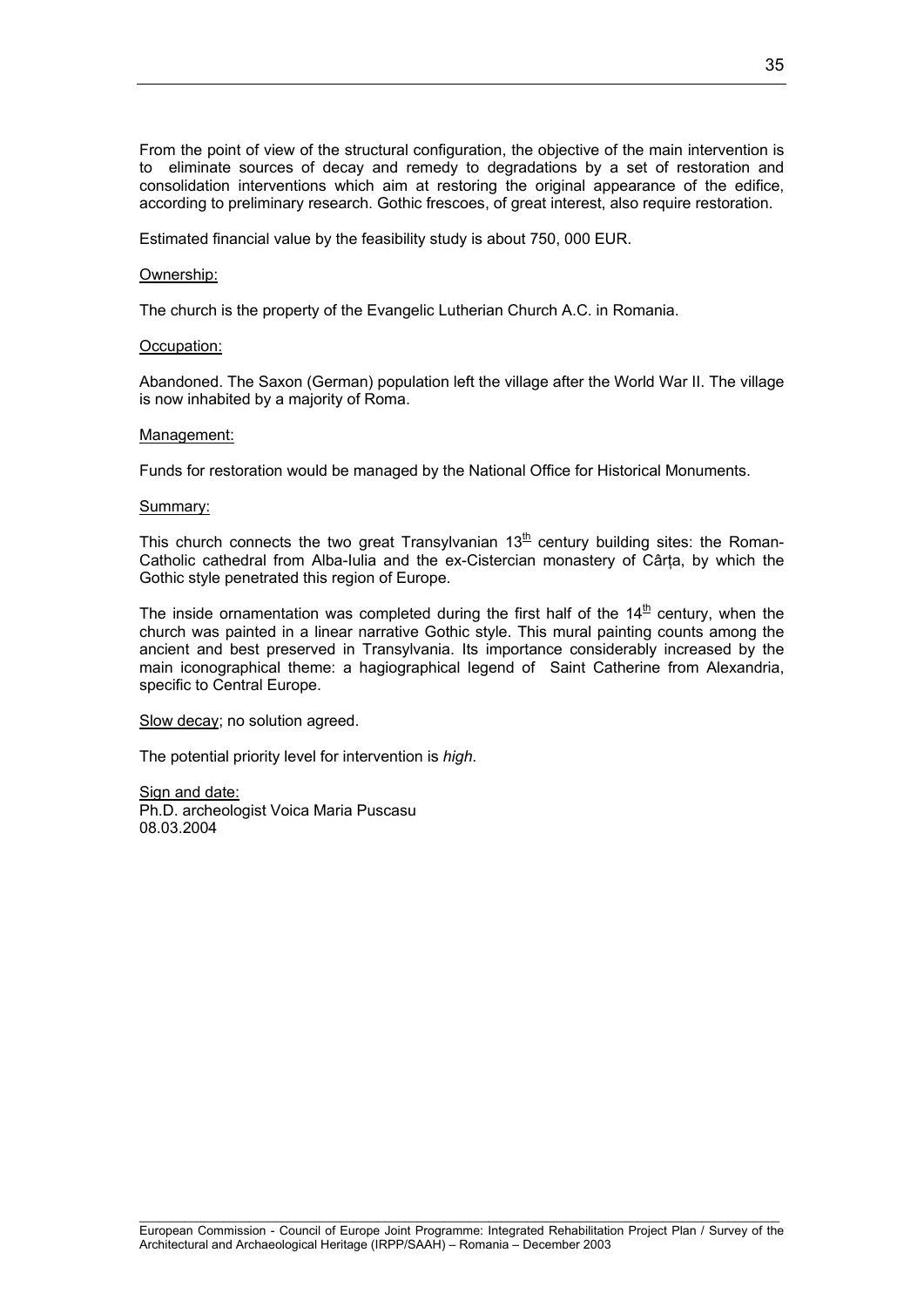From the point of view of the structural configuration, the objective of the main intervention is to eliminate sources of decay and remedy to degradations by a set of restoration and consolidation interventions which aim at restoring the original appearance of the edifice, according to preliminary research. Gothic frescoes, of great interest, also require restoration.

Estimated financial value by the feasibility study is about 750, 000 EUR.

<u>Ownership:</u>

The church is the property of the Evangelic Lutheran Church A.C. in Romania.

<u>Occupation:</u>

Abandoned. The Saxon (German) population left the village after the World War II. The village is now inhabited by a majority of Roma.

<u>Management:</u>

Funds for restoration would be managed by the National Office for Historical Monuments.

<u>Summary:</u>

This church connects the two great Transylvanian 13th century building sites: the Roman-Catholic cathedral from Alba-Iulia and the ex-Cistercian monastery of Cârța, by which the Gothic style penetrated this region of Europe.

The inside ornamentation was completed during the first half of the 14th century, when the church was painted in a linear narrative Gothic style. This mural painting counts among the ancient and best preserved in Transylvania. Its importance considerably increased by the main iconographical theme: a hagiographical legend of Saint Catherine from Alexandria, specific to Central Europe.

<u>Slow decay</u>; no solution agreed.

The potential priority level for intervention is *high*.

<u>Sign and date:</u>
Ph.D. archeologist Voica Maria Puscasu
08.03.2004